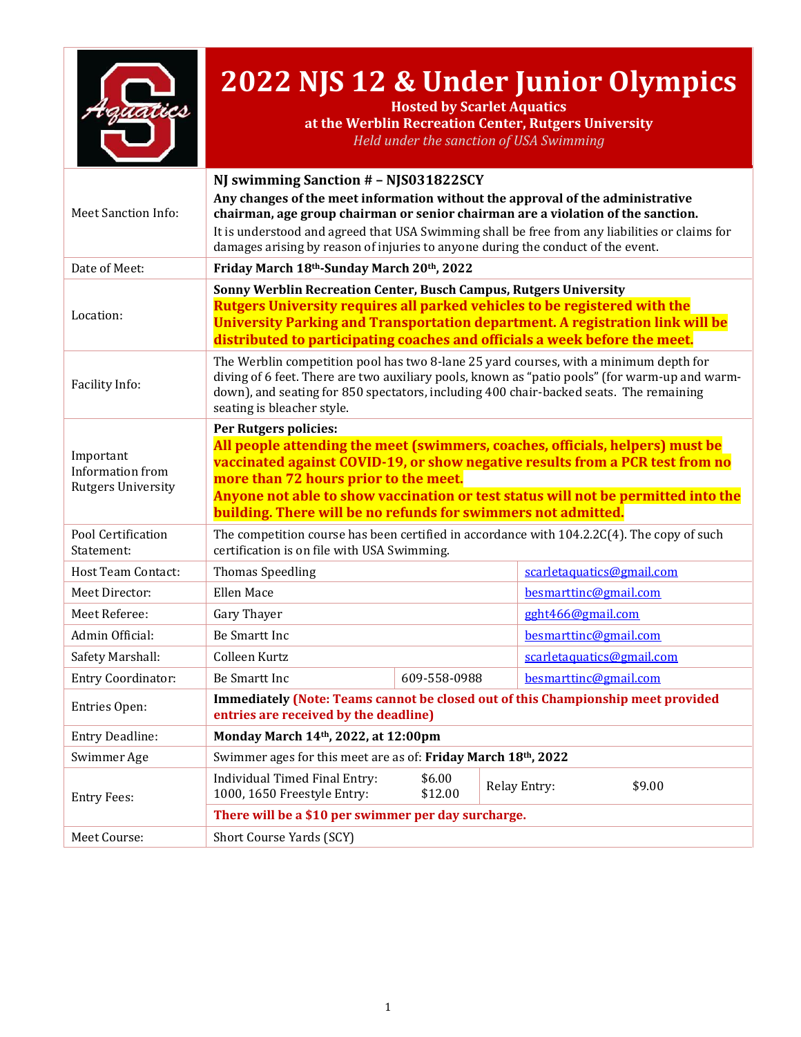# 2022 NJS 12 & Under Junior Olympics

**Hosted by Scarlet Aquatics**
**at the Werblin Recreation Center, Rutgers University**
*Held under the sanction of USA Swimming*

| | | | |
|---|---|---|---|
| Meet Sanction Info: | **NJ swimming Sanction # – NJS031822SCY**<br>**Any changes of the meet information without the approval of the administrative chairman, age group chairman or senior chairman are a violation of the sanction.**<br>It is understood and agreed that USA Swimming shall be free from any liabilities or claims for damages arising by reason of injuries to anyone during the conduct of the event. | | |
| Date of Meet: | **Friday March 18th-Sunday March 20th, 2022** | | |
| Location: | **Sonny Werblin Recreation Center, Busch Campus, Rutgers University**<br>**Rutgers University requires all parked vehicles to be registered with the University Parking and Transportation department. A registration link will be distributed to participating coaches and officials a week before the meet.** | | |
| Facility Info: | The Werblin competition pool has two 8-lane 25 yard courses, with a minimum depth for diving of 6 feet. There are two auxiliary pools, known as "patio pools" (for warm-up and warm-down), and seating for 850 spectators, including 400 chair-backed seats. The remaining seating is bleacher style. | | |
| Important Information from Rutgers University | **Per Rutgers policies:**<br>**All people attending the meet (swimmers, coaches, officials, helpers) must be vaccinated against COVID-19, or show negative results from a PCR test from no more than 72 hours prior to the meet.**<br>**Anyone not able to show vaccination or test status will not be permitted into the building. There will be no refunds for swimmers not admitted.** | | |
| Pool Certification Statement: | The competition course has been certified in accordance with 104.2.2C(4). The copy of such certification is on file with USA Swimming. | | |
| Host Team Contact: | Thomas Speedling | | scarletaquatics@gmail.com |
| Meet Director: | Ellen Mace | | besmarttinc@gmail.com |
| Meet Referee: | Gary Thayer | | gght466@gmail.com |
| Admin Official: | Be Smartt Inc | | besmarttinc@gmail.com |
| Safety Marshall: | Colleen Kurtz | | scarletaquatics@gmail.com |
| Entry Coordinator: | Be Smartt Inc | 609-558-0988 | besmarttinc@gmail.com |
| Entries Open: | **Immediately (Note: Teams cannot be closed out of this Championship meet provided entries are received by the deadline)** | | |
| Entry Deadline: | **Monday March 14th, 2022, at 12:00pm** | | |
| Swimmer Age | Swimmer ages for this meet are as of: **Friday March 18th, 2022** | | |
| Entry Fees: | Individual Timed Final Entry: $6.00<br>1000, 1650 Freestyle Entry: $12.00 | Relay Entry: | $9.00 |
| | **There will be a $10 per swimmer per day surcharge.** | | |
| Meet Course: | Short Course Yards (SCY) | | |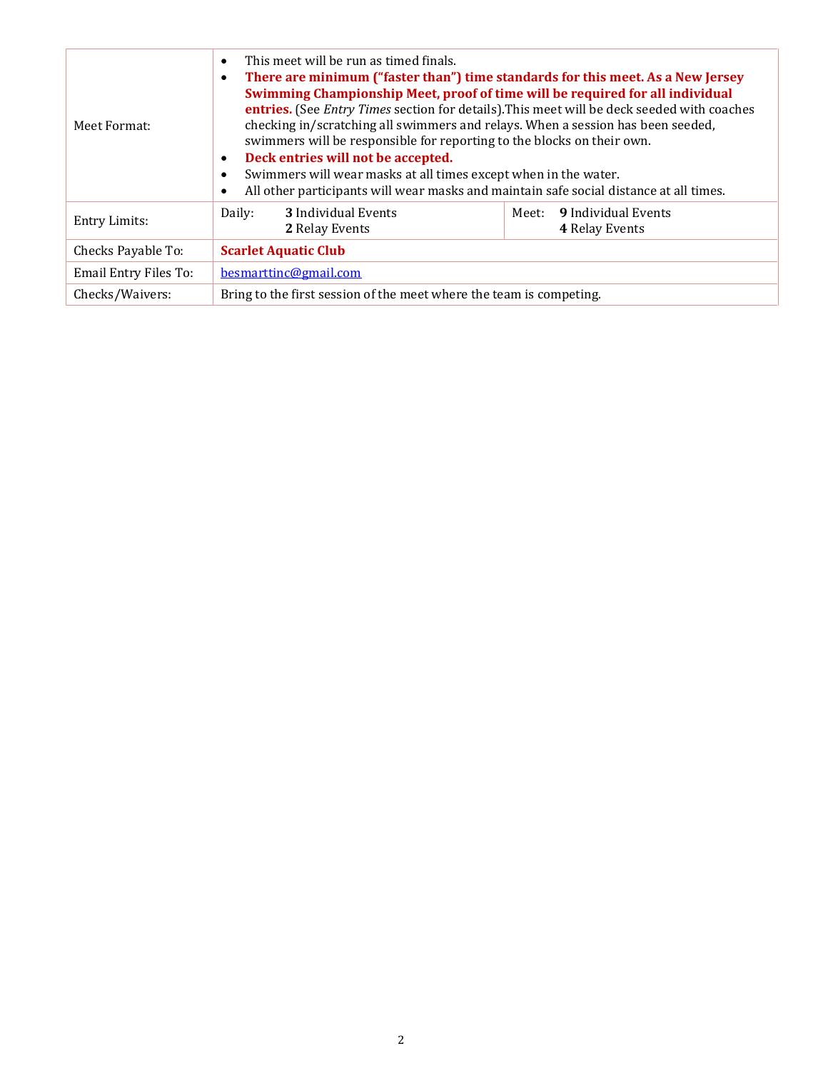| | | |
|---|---|---|
| Meet Format: | • This meet will be run as timed finals.<br>• **There are minimum ("faster than") time standards for this meet. As a New Jersey Swimming Championship Meet, proof of time will be required for all individual entries.** (See *Entry Times* section for details).This meet will be deck seeded with coaches checking in/scratching all swimmers and relays. When a session has been seeded, swimmers will be responsible for reporting to the blocks on their own.<br>• **Deck entries will not be accepted.**<br>• Swimmers will wear masks at all times except when in the water.<br>• All other participants will wear masks and maintain safe social distance at all times. | |
| Entry Limits: | Daily: **3** Individual Events<br>**2** Relay Events | Meet: **9** Individual Events<br>**4** Relay Events |
| Checks Payable To: | **Scarlet Aquatic Club** | |
| Email Entry Files To: | besmarttinc@gmail.com | |
| Checks/Waivers: | Bring to the first session of the meet where the team is competing. | |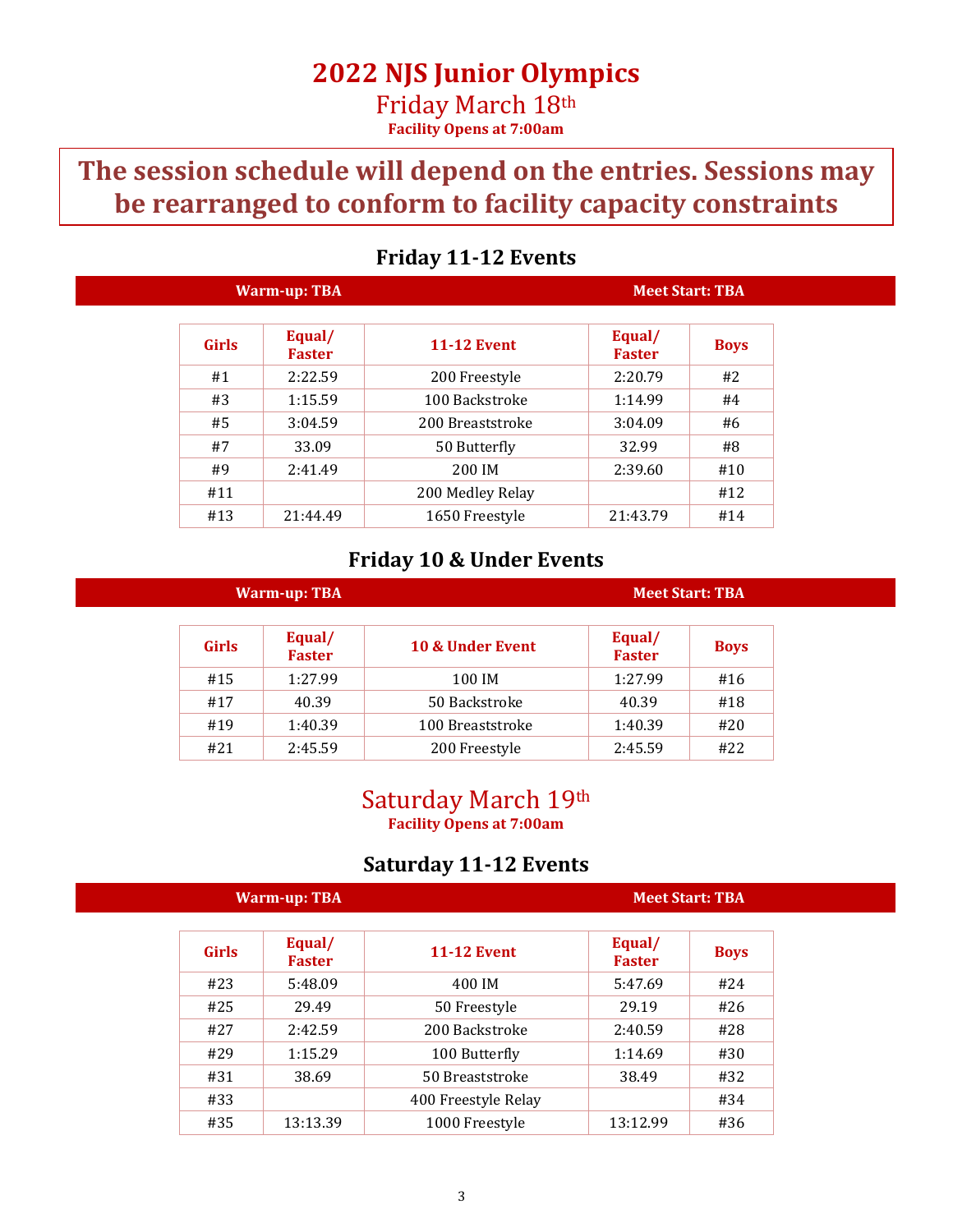# 2022 NJS Junior Olympics

## Friday March 18th

**Facility Opens at 7:00am**

**The session schedule will depend on the entries. Sessions may be rearranged to conform to facility capacity constraints**

### Friday 11-12 Events

**Warm-up: TBA** **Meet Start: TBA**

| Girls | Equal/ Faster | 11-12 Event | Equal/ Faster | Boys |
|---|---|---|---|---|
| #1 | 2:22.59 | 200 Freestyle | 2:20.79 | #2 |
| #3 | 1:15.59 | 100 Backstroke | 1:14.99 | #4 |
| #5 | 3:04.59 | 200 Breaststroke | 3:04.09 | #6 |
| #7 | 33.09 | 50 Butterfly | 32.99 | #8 |
| #9 | 2:41.49 | 200 IM | 2:39.60 | #10 |
| #11 | | 200 Medley Relay | | #12 |
| #13 | 21:44.49 | 1650 Freestyle | 21:43.79 | #14 |

### Friday 10 & Under Events

**Warm-up: TBA** **Meet Start: TBA**

| Girls | Equal/ Faster | 10 & Under Event | Equal/ Faster | Boys |
|---|---|---|---|---|
| #15 | 1:27.99 | 100 IM | 1:27.99 | #16 |
| #17 | 40.39 | 50 Backstroke | 40.39 | #18 |
| #19 | 1:40.39 | 100 Breaststroke | 1:40.39 | #20 |
| #21 | 2:45.59 | 200 Freestyle | 2:45.59 | #22 |

## Saturday March 19th

**Facility Opens at 7:00am**

### Saturday 11-12 Events

**Warm-up: TBA** **Meet Start: TBA**

| Girls | Equal/ Faster | 11-12 Event | Equal/ Faster | Boys |
|---|---|---|---|---|
| #23 | 5:48.09 | 400 IM | 5:47.69 | #24 |
| #25 | 29.49 | 50 Freestyle | 29.19 | #26 |
| #27 | 2:42.59 | 200 Backstroke | 2:40.59 | #28 |
| #29 | 1:15.29 | 100 Butterfly | 1:14.69 | #30 |
| #31 | 38.69 | 50 Breaststroke | 38.49 | #32 |
| #33 | | 400 Freestyle Relay | | #34 |
| #35 | 13:13.39 | 1000 Freestyle | 13:12.99 | #36 |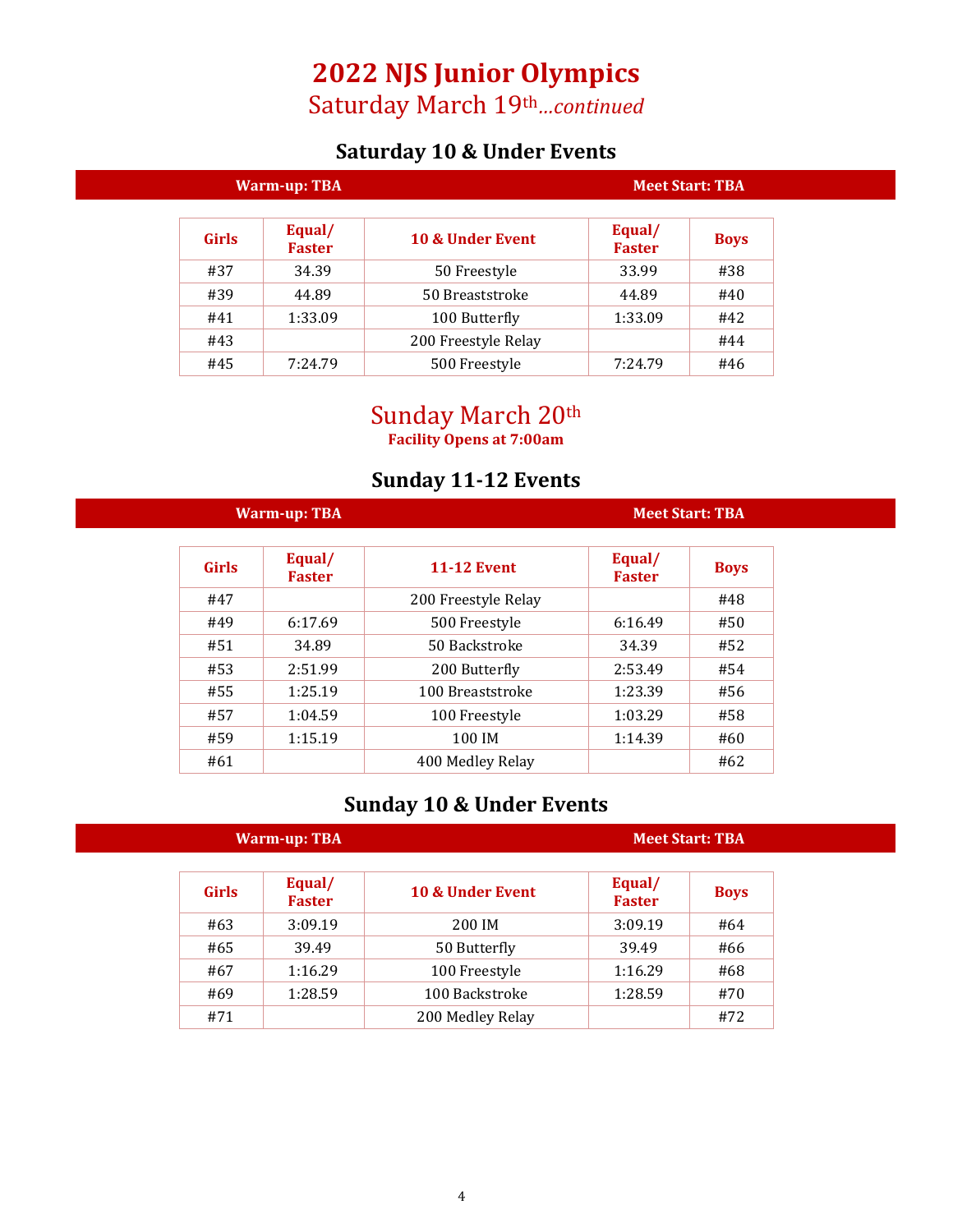# 2022 NJS Junior Olympics

## Saturday March 19th*...continued*

### Saturday 10 & Under Events

**Warm-up: TBA** | **Meet Start: TBA**

| Girls | Equal/ Faster | 10 & Under Event | Equal/ Faster | Boys |
|---|---|---|---|---|
| #37 | 34.39 | 50 Freestyle | 33.99 | #38 |
| #39 | 44.89 | 50 Breaststroke | 44.89 | #40 |
| #41 | 1:33.09 | 100 Butterfly | 1:33.09 | #42 |
| #43 | | 200 Freestyle Relay | | #44 |
| #45 | 7:24.79 | 500 Freestyle | 7:24.79 | #46 |

## Sunday March 20th

**Facility Opens at 7:00am**

### Sunday 11-12 Events

**Warm-up: TBA** | **Meet Start: TBA**

| Girls | Equal/ Faster | 11-12 Event | Equal/ Faster | Boys |
|---|---|---|---|---|
| #47 | | 200 Freestyle Relay | | #48 |
| #49 | 6:17.69 | 500 Freestyle | 6:16.49 | #50 |
| #51 | 34.89 | 50 Backstroke | 34.39 | #52 |
| #53 | 2:51.99 | 200 Butterfly | 2:53.49 | #54 |
| #55 | 1:25.19 | 100 Breaststroke | 1:23.39 | #56 |
| #57 | 1:04.59 | 100 Freestyle | 1:03.29 | #58 |
| #59 | 1:15.19 | 100 IM | 1:14.39 | #60 |
| #61 | | 400 Medley Relay | | #62 |

### Sunday 10 & Under Events

**Warm-up: TBA** | **Meet Start: TBA**

| Girls | Equal/ Faster | 10 & Under Event | Equal/ Faster | Boys |
|---|---|---|---|---|
| #63 | 3:09.19 | 200 IM | 3:09.19 | #64 |
| #65 | 39.49 | 50 Butterfly | 39.49 | #66 |
| #67 | 1:16.29 | 100 Freestyle | 1:16.29 | #68 |
| #69 | 1:28.59 | 100 Backstroke | 1:28.59 | #70 |
| #71 | | 200 Medley Relay | | #72 |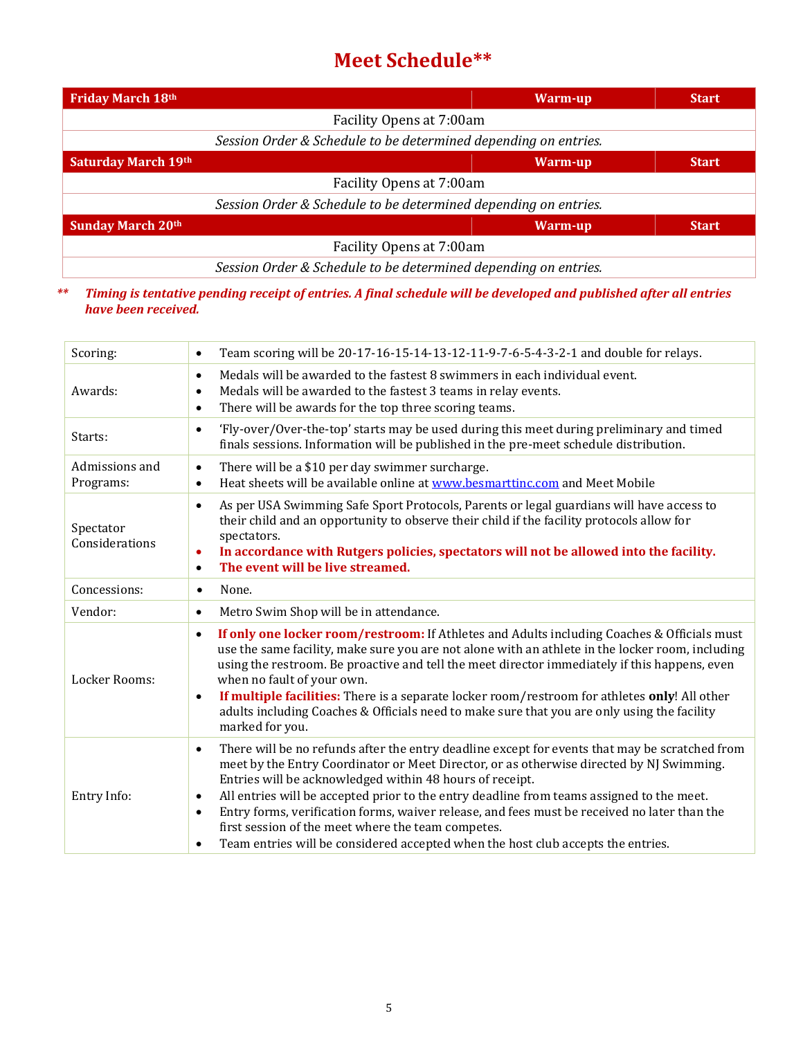# Meet Schedule**

| Friday March 18th | Warm-up | Start |
|---|---|---|
| Facility Opens at 7:00am | | |
| *Session Order & Schedule to be determined depending on entries.* | | |
| **Saturday March 19th** | **Warm-up** | **Start** |
| Facility Opens at 7:00am | | |
| *Session Order & Schedule to be determined depending on entries.* | | |
| **Sunday March 20th** | **Warm-up** | **Start** |
| Facility Opens at 7:00am | | |
| *Session Order & Schedule to be determined depending on entries.* | | |

** ***Timing is tentative pending receipt of entries. A final schedule will be developed and published after all entries have been received.***

| | |
|---|---|
| Scoring: | • Team scoring will be 20-17-16-15-14-13-12-11-9-7-6-5-4-3-2-1 and double for relays. |
| Awards: | • Medals will be awarded to the fastest 8 swimmers in each individual event.<br>• Medals will be awarded to the fastest 3 teams in relay events.<br>• There will be awards for the top three scoring teams. |
| Starts: | • 'Fly-over/Over-the-top' starts may be used during this meet during preliminary and timed finals sessions. Information will be published in the pre-meet schedule distribution. |
| Admissions and Programs: | • There will be a $10 per day swimmer surcharge.<br>• Heat sheets will be available online at [www.besmarttinc.com](http://www.besmarttinc.com) and Meet Mobile |
| Spectator Considerations | • As per USA Swimming Safe Sport Protocols, Parents or legal guardians will have access to their child and an opportunity to observe their child if the facility protocols allow for spectators.<br>• **In accordance with Rutgers policies, spectators will not be allowed into the facility.**<br>• **The event will be live streamed.** |
| Concessions: | • None. |
| Vendor: | • Metro Swim Shop will be in attendance. |
| Locker Rooms: | • **If only one locker room/restroom:** If Athletes and Adults including Coaches & Officials must use the same facility, make sure you are not alone with an athlete in the locker room, including using the restroom. Be proactive and tell the meet director immediately if this happens, even when no fault of your own.<br>• **If multiple facilities:** There is a separate locker room/restroom for athletes **only**! All other adults including Coaches & Officials need to make sure that you are only using the facility marked for you. |
| Entry Info: | • There will be no refunds after the entry deadline except for events that may be scratched from meet by the Entry Coordinator or Meet Director, or as otherwise directed by NJ Swimming. Entries will be acknowledged within 48 hours of receipt.<br>• All entries will be accepted prior to the entry deadline from teams assigned to the meet.<br>• Entry forms, verification forms, waiver release, and fees must be received no later than the first session of the meet where the team competes.<br>• Team entries will be considered accepted when the host club accepts the entries. |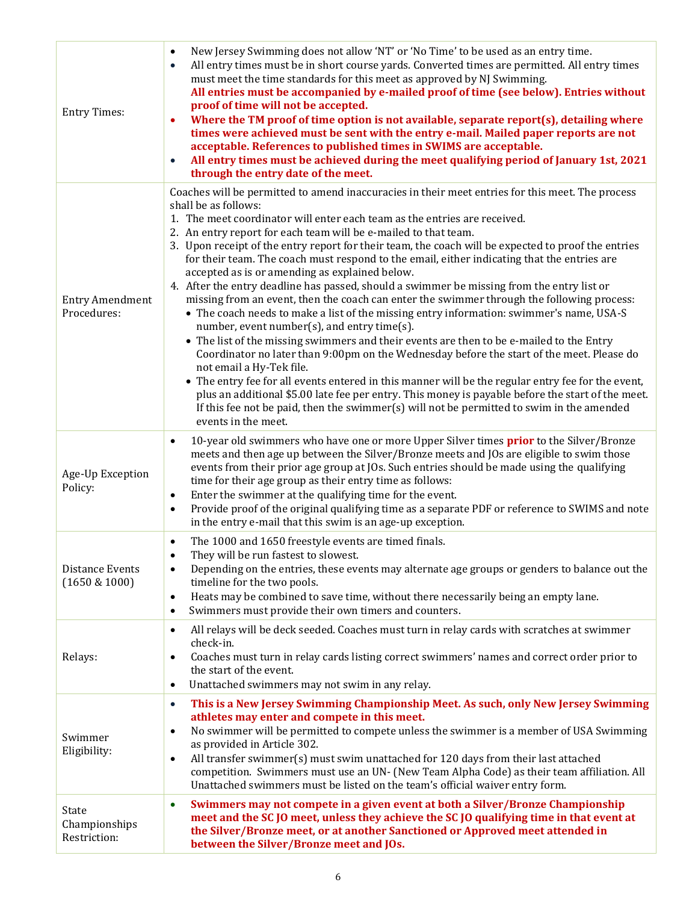| | |
|---|---|
| Entry Times: | • New Jersey Swimming does not allow 'NT' or 'No Time' to be used as an entry time.<br>• All entry times must be in short course yards. Converted times are permitted. All entry times must meet the time standards for this meet as approved by NJ Swimming.<br>**All entries must be accompanied by e-mailed proof of time (see below). Entries without proof of time will not be accepted.**<br>• **Where the TM proof of time option is not available, separate report(s), detailing where times were achieved must be sent with the entry e-mail. Mailed paper reports are not acceptable. References to published times in SWIMS are acceptable.**<br>• **All entry times must be achieved during the meet qualifying period of January 1st, 2021 through the entry date of the meet.** |
| Entry Amendment Procedures: | Coaches will be permitted to amend inaccuracies in their meet entries for this meet. The process shall be as follows:<br>1. The meet coordinator will enter each team as the entries are received.<br>2. An entry report for each team will be e-mailed to that team.<br>3. Upon receipt of the entry report for their team, the coach will be expected to proof the entries for their team. The coach must respond to the email, either indicating that the entries are accepted as is or amending as explained below.<br>4. After the entry deadline has passed, should a swimmer be missing from the entry list or missing from an event, then the coach can enter the swimmer through the following process:<br>• The coach needs to make a list of the missing entry information: swimmer's name, USA-S number, event number(s), and entry time(s).<br>• The list of the missing swimmers and their events are then to be e-mailed to the Entry Coordinator no later than 9:00pm on the Wednesday before the start of the meet. Please do not email a Hy-Tek file.<br>• The entry fee for all events entered in this manner will be the regular entry fee for the event, plus an additional $5.00 late fee per entry. This money is payable before the start of the meet. If this fee not be paid, then the swimmer(s) will not be permitted to swim in the amended events in the meet. |
| Age-Up Exception Policy: | • 10-year old swimmers who have one or more Upper Silver times **prior** to the Silver/Bronze meets and then age up between the Silver/Bronze meets and JOs are eligible to swim those events from their prior age group at JOs. Such entries should be made using the qualifying time for their age group as their entry time as follows:<br>• Enter the swimmer at the qualifying time for the event.<br>• Provide proof of the original qualifying time as a separate PDF or reference to SWIMS and note in the entry e-mail that this swim is an age-up exception. |
| Distance Events (1650 & 1000) | • The 1000 and 1650 freestyle events are timed finals.<br>• They will be run fastest to slowest.<br>• Depending on the entries, these events may alternate age groups or genders to balance out the timeline for the two pools.<br>• Heats may be combined to save time, without there necessarily being an empty lane.<br>• Swimmers must provide their own timers and counters. |
| Relays: | • All relays will be deck seeded. Coaches must turn in relay cards with scratches at swimmer check-in.<br>• Coaches must turn in relay cards listing correct swimmers' names and correct order prior to the start of the event.<br>• Unattached swimmers may not swim in any relay. |
| Swimmer Eligibility: | • **This is a New Jersey Swimming Championship Meet. As such, only New Jersey Swimming athletes may enter and compete in this meet.**<br>• No swimmer will be permitted to compete unless the swimmer is a member of USA Swimming as provided in Article 302.<br>• All transfer swimmer(s) must swim unattached for 120 days from their last attached competition. Swimmers must use an UN- (New Team Alpha Code) as their team affiliation. All Unattached swimmers must be listed on the team's official waiver entry form. |
| State Championships Restriction: | • **Swimmers may not compete in a given event at both a Silver/Bronze Championship meet and the SC JO meet, unless they achieve the SC JO qualifying time in that event at the Silver/Bronze meet, or at another Sanctioned or Approved meet attended in between the Silver/Bronze meet and JOs.** |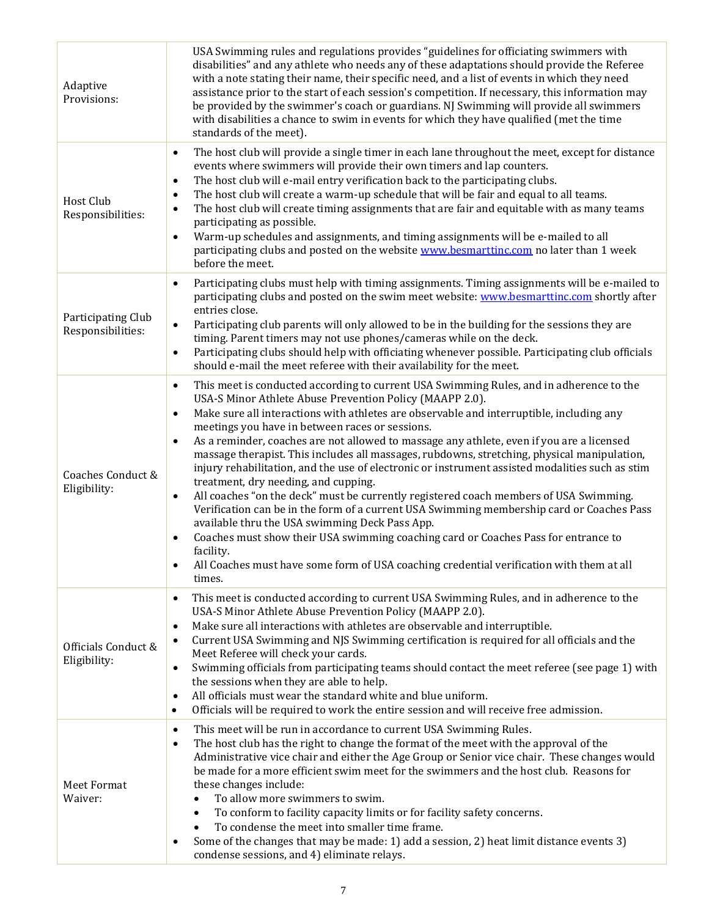| | |
|---|---|
| Adaptive Provisions: | USA Swimming rules and regulations provides "guidelines for officiating swimmers with disabilities" and any athlete who needs any of these adaptations should provide the Referee with a note stating their name, their specific need, and a list of events in which they need assistance prior to the start of each session's competition. If necessary, this information may be provided by the swimmer's coach or guardians. NJ Swimming will provide all swimmers with disabilities a chance to swim in events for which they have qualified (met the time standards of the meet). |
| Host Club Responsibilities: | • The host club will provide a single timer in each lane throughout the meet, except for distance events where swimmers will provide their own timers and lap counters.<br>• The host club will e-mail entry verification back to the participating clubs.<br>• The host club will create a warm-up schedule that will be fair and equal to all teams.<br>• The host club will create timing assignments that are fair and equitable with as many teams participating as possible.<br>• Warm-up schedules and assignments, and timing assignments will be e-mailed to all participating clubs and posted on the website [www.besmarttinc.com](http://www.besmarttinc.com) no later than 1 week before the meet. |
| Participating Club Responsibilities: | • Participating clubs must help with timing assignments. Timing assignments will be e-mailed to participating clubs and posted on the swim meet website: [www.besmarttinc.com](http://www.besmarttinc.com) shortly after entries close.<br>• Participating club parents will only allowed to be in the building for the sessions they are timing. Parent timers may not use phones/cameras while on the deck.<br>• Participating clubs should help with officiating whenever possible. Participating club officials should e-mail the meet referee with their availability for the meet. |
| Coaches Conduct & Eligibility: | • This meet is conducted according to current USA Swimming Rules, and in adherence to the USA-S Minor Athlete Abuse Prevention Policy (MAAPP 2.0).<br>• Make sure all interactions with athletes are observable and interruptible, including any meetings you have in between races or sessions.<br>• As a reminder, coaches are not allowed to massage any athlete, even if you are a licensed massage therapist. This includes all massages, rubdowns, stretching, physical manipulation, injury rehabilitation, and the use of electronic or instrument assisted modalities such as stim treatment, dry needing, and cupping.<br>• All coaches "on the deck" must be currently registered coach members of USA Swimming. Verification can be in the form of a current USA Swimming membership card or Coaches Pass available thru the USA swimming Deck Pass App.<br>• Coaches must show their USA swimming coaching card or Coaches Pass for entrance to facility.<br>• All Coaches must have some form of USA coaching credential verification with them at all times. |
| Officials Conduct & Eligibility: | • This meet is conducted according to current USA Swimming Rules, and in adherence to the USA-S Minor Athlete Abuse Prevention Policy (MAAPP 2.0).<br>• Make sure all interactions with athletes are observable and interruptible.<br>• Current USA Swimming and NJS Swimming certification is required for all officials and the Meet Referee will check your cards.<br>• Swimming officials from participating teams should contact the meet referee (see page 1) with the sessions when they are able to help.<br>• All officials must wear the standard white and blue uniform.<br>• Officials will be required to work the entire session and will receive free admission. |
| Meet Format Waiver: | • This meet will be run in accordance to current USA Swimming Rules.<br>• The host club has the right to change the format of the meet with the approval of the Administrative vice chair and either the Age Group or Senior vice chair. These changes would be made for a more efficient swim meet for the swimmers and the host club. Reasons for these changes include:<br>&nbsp;&nbsp;• To allow more swimmers to swim.<br>&nbsp;&nbsp;• To conform to facility capacity limits or for facility safety concerns.<br>&nbsp;&nbsp;• To condense the meet into smaller time frame.<br>• Some of the changes that may be made: 1) add a session, 2) heat limit distance events 3) condense sessions, and 4) eliminate relays. |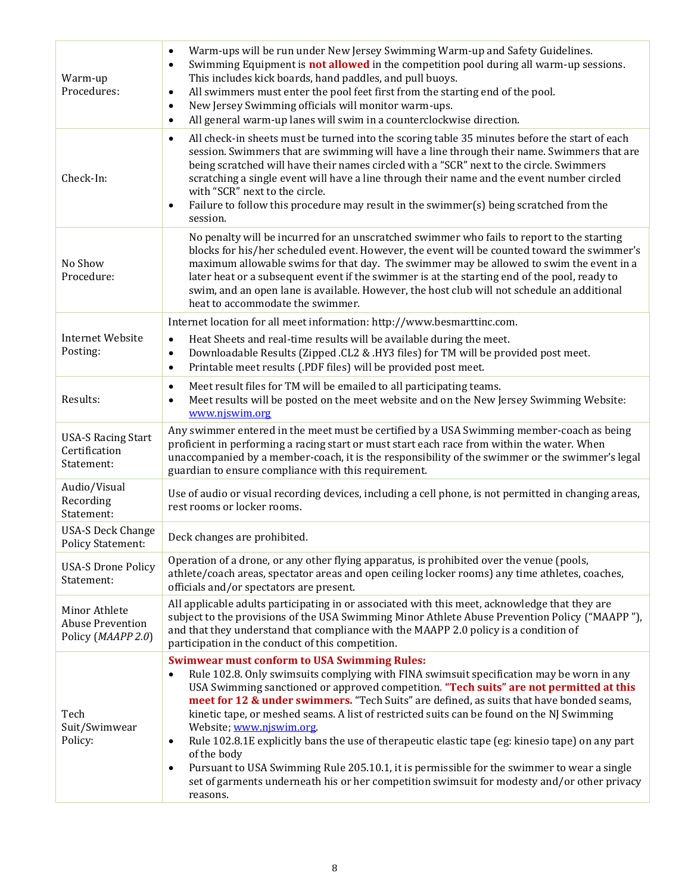| | |
|---|---|
| Warm-up Procedures: | • Warm-ups will be run under New Jersey Swimming Warm-up and Safety Guidelines.<br>• Swimming Equipment is **not allowed** in the competition pool during all warm-up sessions. This includes kick boards, hand paddles, and pull buoys.<br>• All swimmers must enter the pool feet first from the starting end of the pool.<br>• New Jersey Swimming officials will monitor warm-ups.<br>• All general warm-up lanes will swim in a counterclockwise direction. |
| Check-In: | • All check-in sheets must be turned into the scoring table 35 minutes before the start of each session. Swimmers that are swimming will have a line through their name. Swimmers that are being scratched will have their names circled with a "SCR" next to the circle. Swimmers scratching a single event will have a line through their name and the event number circled with "SCR" next to the circle.<br>• Failure to follow this procedure may result in the swimmer(s) being scratched from the session. |
| No Show Procedure: | No penalty will be incurred for an unscratched swimmer who fails to report to the starting blocks for his/her scheduled event. However, the event will be counted toward the swimmer's maximum allowable swims for that day. The swimmer may be allowed to swim the event in a later heat or a subsequent event if the swimmer is at the starting end of the pool, ready to swim, and an open lane is available. However, the host club will not schedule an additional heat to accommodate the swimmer. |
| Internet Website Posting: | Internet location for all meet information: http://www.besmarttinc.com.<br>• Heat Sheets and real-time results will be available during the meet.<br>• Downloadable Results (Zipped .CL2 & .HY3 files) for TM will be provided post meet.<br>• Printable meet results (.PDF files) will be provided post meet. |
| Results: | • Meet result files for TM will be emailed to all participating teams.<br>• Meet results will be posted on the meet website and on the New Jersey Swimming Website: www.njswim.org |
| USA-S Racing Start Certification Statement: | Any swimmer entered in the meet must be certified by a USA Swimming member-coach as being proficient in performing a racing start or must start each race from within the water. When unaccompanied by a member-coach, it is the responsibility of the swimmer or the swimmer's legal guardian to ensure compliance with this requirement. |
| Audio/Visual Recording Statement: | Use of audio or visual recording devices, including a cell phone, is not permitted in changing areas, rest rooms or locker rooms. |
| USA-S Deck Change Policy Statement: | Deck changes are prohibited. |
| USA-S Drone Policy Statement: | Operation of a drone, or any other flying apparatus, is prohibited over the venue (pools, athlete/coach areas, spectator areas and open ceiling locker rooms) any time athletes, coaches, officials and/or spectators are present. |
| Minor Athlete Abuse Prevention Policy (*MAAPP 2.0*) | All applicable adults participating in or associated with this meet, acknowledge that they are subject to the provisions of the USA Swimming Minor Athlete Abuse Prevention Policy ("MAAPP "), and that they understand that compliance with the MAAPP 2.0 policy is a condition of participation in the conduct of this competition. |
| Tech Suit/Swimwear Policy: | **Swimwear must conform to USA Swimming Rules:**<br>• Rule 102.8. Only swimsuits complying with FINA swimsuit specification may be worn in any USA Swimming sanctioned or approved competition. **"Tech suits" are not permitted at this meet for 12 & under swimmers.** "Tech Suits" are defined, as suits that have bonded seams, kinetic tape, or meshed seams. A list of restricted suits can be found on the NJ Swimming Website; www.njswim.org.<br>• Rule 102.8.1E explicitly bans the use of therapeutic elastic tape (eg: kinesio tape) on any part of the body<br>• Pursuant to USA Swimming Rule 205.10.1, it is permissible for the swimmer to wear a single set of garments underneath his or her competition swimsuit for modesty and/or other privacy reasons. |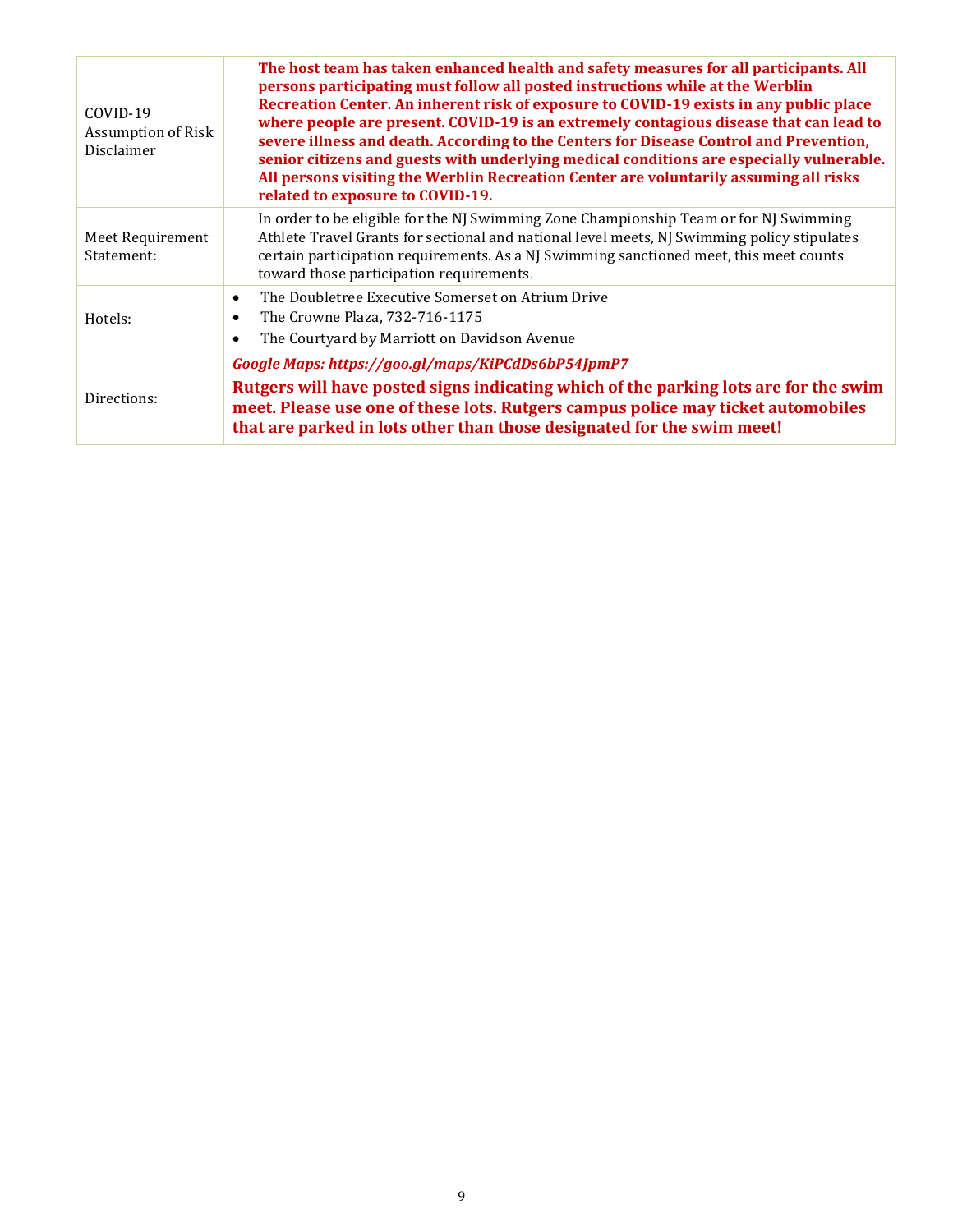| | |
|---|---|
| COVID-19 Assumption of Risk Disclaimer | **The host team has taken enhanced health and safety measures for all participants. All persons participating must follow all posted instructions while at the Werblin Recreation Center. An inherent risk of exposure to COVID-19 exists in any public place where people are present. COVID-19 is an extremely contagious disease that can lead to severe illness and death. According to the Centers for Disease Control and Prevention, senior citizens and guests with underlying medical conditions are especially vulnerable. All persons visiting the Werblin Recreation Center are voluntarily assuming all risks related to exposure to COVID-19.** |
| Meet Requirement Statement: | In order to be eligible for the NJ Swimming Zone Championship Team or for NJ Swimming Athlete Travel Grants for sectional and national level meets, NJ Swimming policy stipulates certain participation requirements. As a NJ Swimming sanctioned meet, this meet counts toward those participation requirements. |
| Hotels: | • The Doubletree Executive Somerset on Atrium Drive<br>• The Crowne Plaza, 732-716-1175<br>• The Courtyard by Marriott on Davidson Avenue |
| Directions: | ***Google Maps: https://goo.gl/maps/KiPCdDs6bP54JpmP7***<br>**Rutgers will have posted signs indicating which of the parking lots are for the swim meet. Please use one of these lots. Rutgers campus police may ticket automobiles that are parked in lots other than those designated for the swim meet!** |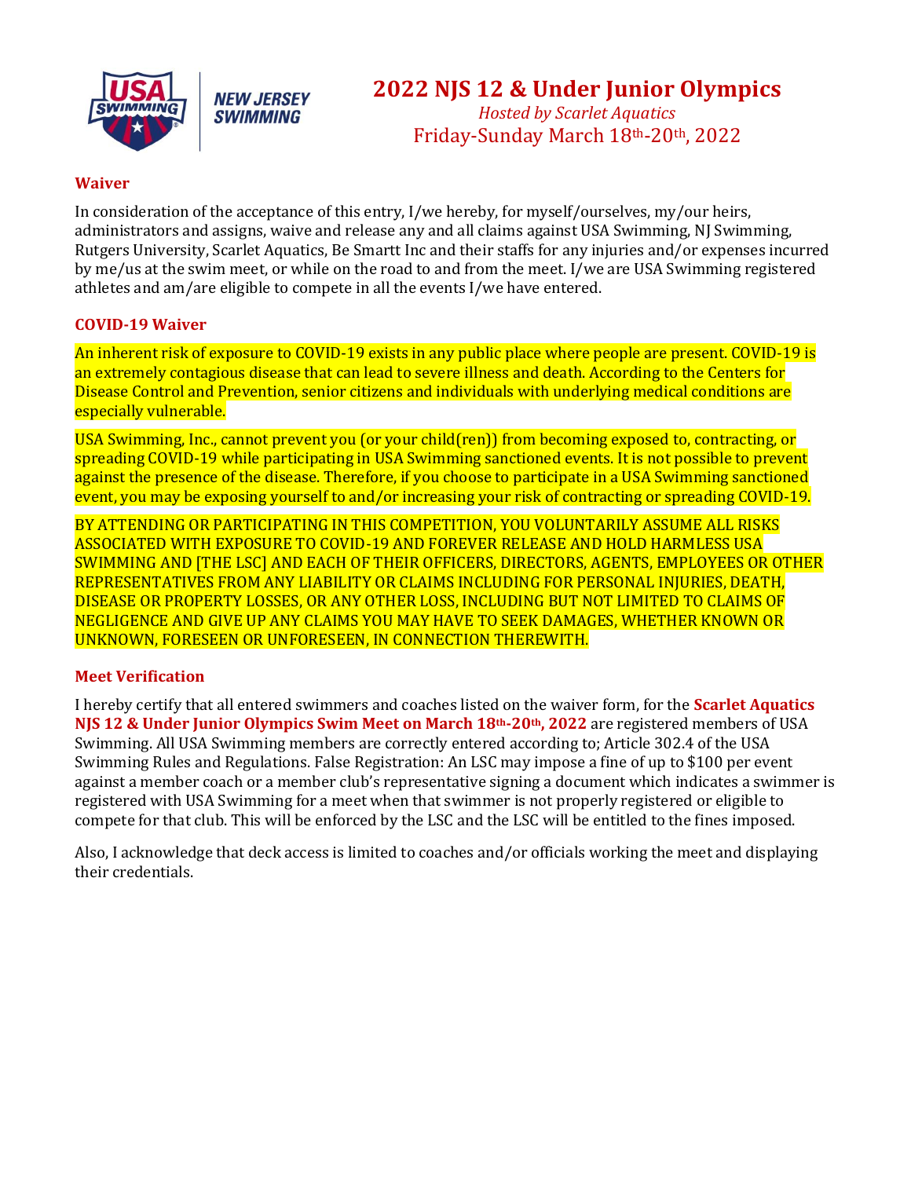# 2022 NJS 12 & Under Junior Olympics

*Hosted by Scarlet Aquatics*

Friday-Sunday March 18th-20th, 2022

## Waiver

In consideration of the acceptance of this entry, I/we hereby, for myself/ourselves, my/our heirs, administrators and assigns, waive and release any and all claims against USA Swimming, NJ Swimming, Rutgers University, Scarlet Aquatics, Be Smartt Inc and their staffs for any injuries and/or expenses incurred by me/us at the swim meet, or while on the road to and from the meet. I/we are USA Swimming registered athletes and am/are eligible to compete in all the events I/we have entered.

## COVID-19 Waiver

An inherent risk of exposure to COVID-19 exists in any public place where people are present. COVID-19 is an extremely contagious disease that can lead to severe illness and death. According to the Centers for Disease Control and Prevention, senior citizens and individuals with underlying medical conditions are especially vulnerable.

USA Swimming, Inc., cannot prevent you (or your child(ren)) from becoming exposed to, contracting, or spreading COVID-19 while participating in USA Swimming sanctioned events. It is not possible to prevent against the presence of the disease. Therefore, if you choose to participate in a USA Swimming sanctioned event, you may be exposing yourself to and/or increasing your risk of contracting or spreading COVID-19.

BY ATTENDING OR PARTICIPATING IN THIS COMPETITION, YOU VOLUNTARILY ASSUME ALL RISKS ASSOCIATED WITH EXPOSURE TO COVID-19 AND FOREVER RELEASE AND HOLD HARMLESS USA SWIMMING AND [THE LSC] AND EACH OF THEIR OFFICERS, DIRECTORS, AGENTS, EMPLOYEES OR OTHER REPRESENTATIVES FROM ANY LIABILITY OR CLAIMS INCLUDING FOR PERSONAL INJURIES, DEATH, DISEASE OR PROPERTY LOSSES, OR ANY OTHER LOSS, INCLUDING BUT NOT LIMITED TO CLAIMS OF NEGLIGENCE AND GIVE UP ANY CLAIMS YOU MAY HAVE TO SEEK DAMAGES, WHETHER KNOWN OR UNKNOWN, FORESEEN OR UNFORESEEN, IN CONNECTION THEREWITH.

## Meet Verification

I hereby certify that all entered swimmers and coaches listed on the waiver form, for the **Scarlet Aquatics NJS 12 & Under Junior Olympics Swim Meet on March 18th-20th, 2022** are registered members of USA Swimming. All USA Swimming members are correctly entered according to; Article 302.4 of the USA Swimming Rules and Regulations. False Registration: An LSC may impose a fine of up to $100 per event against a member coach or a member club's representative signing a document which indicates a swimmer is registered with USA Swimming for a meet when that swimmer is not properly registered or eligible to compete for that club. This will be enforced by the LSC and the LSC will be entitled to the fines imposed.

Also, I acknowledge that deck access is limited to coaches and/or officials working the meet and displaying their credentials.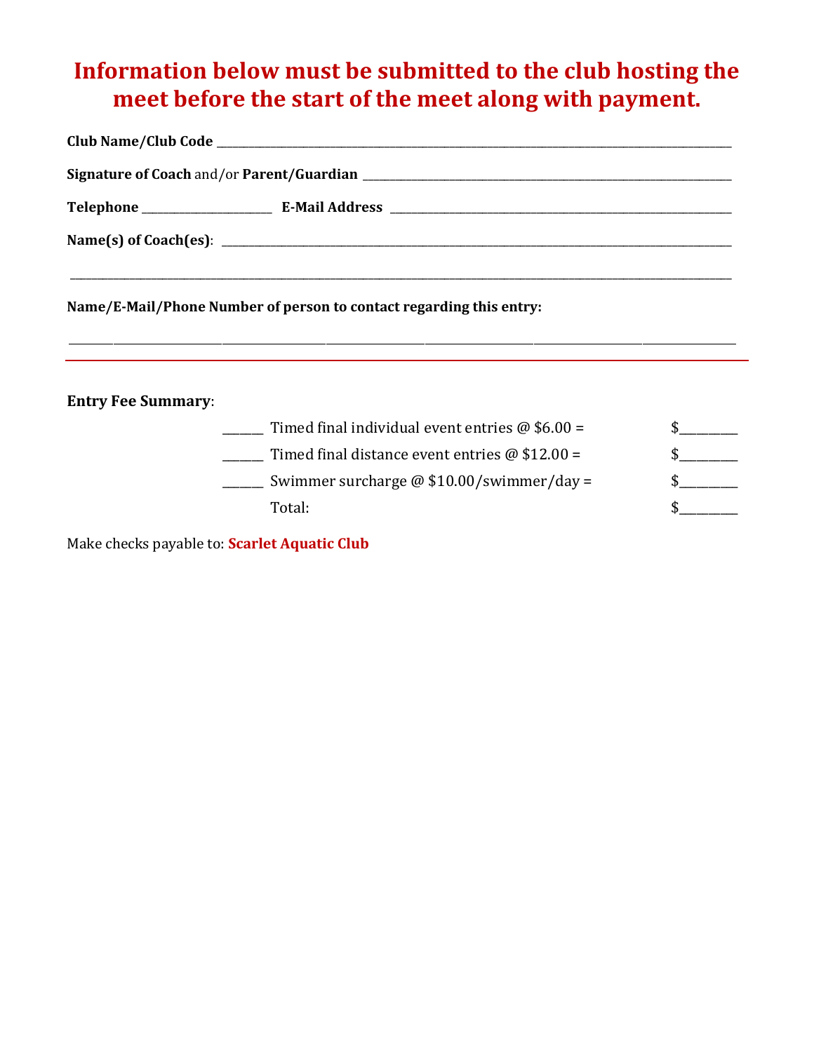# Information below must be submitted to the club hosting the meet before the start of the meet along with payment.

**Club Name/Club Code** ____________________________________________

**Signature of Coach** and/or **Parent/Guardian** ____________________________________________

**Telephone** ______________________ **E-Mail Address** ____________________________________________

**Name(s) of Coach(es)**: ____________________________________________

____________________________________________

**Name/E-Mail/Phone Number of person to contact regarding this entry:**

____________________________________________

---

**Entry Fee Summary**:

| | | |
|---|---|---|
| ______ | Timed final individual event entries @ $6.00 = | $_________ |
| ______ | Timed final distance event entries @ $12.00 = | $_________ |
| ______ | Swimmer surcharge @ $10.00/swimmer/day = | $_________ |
| | Total: | $_________ |

Make checks payable to: **Scarlet Aquatic Club**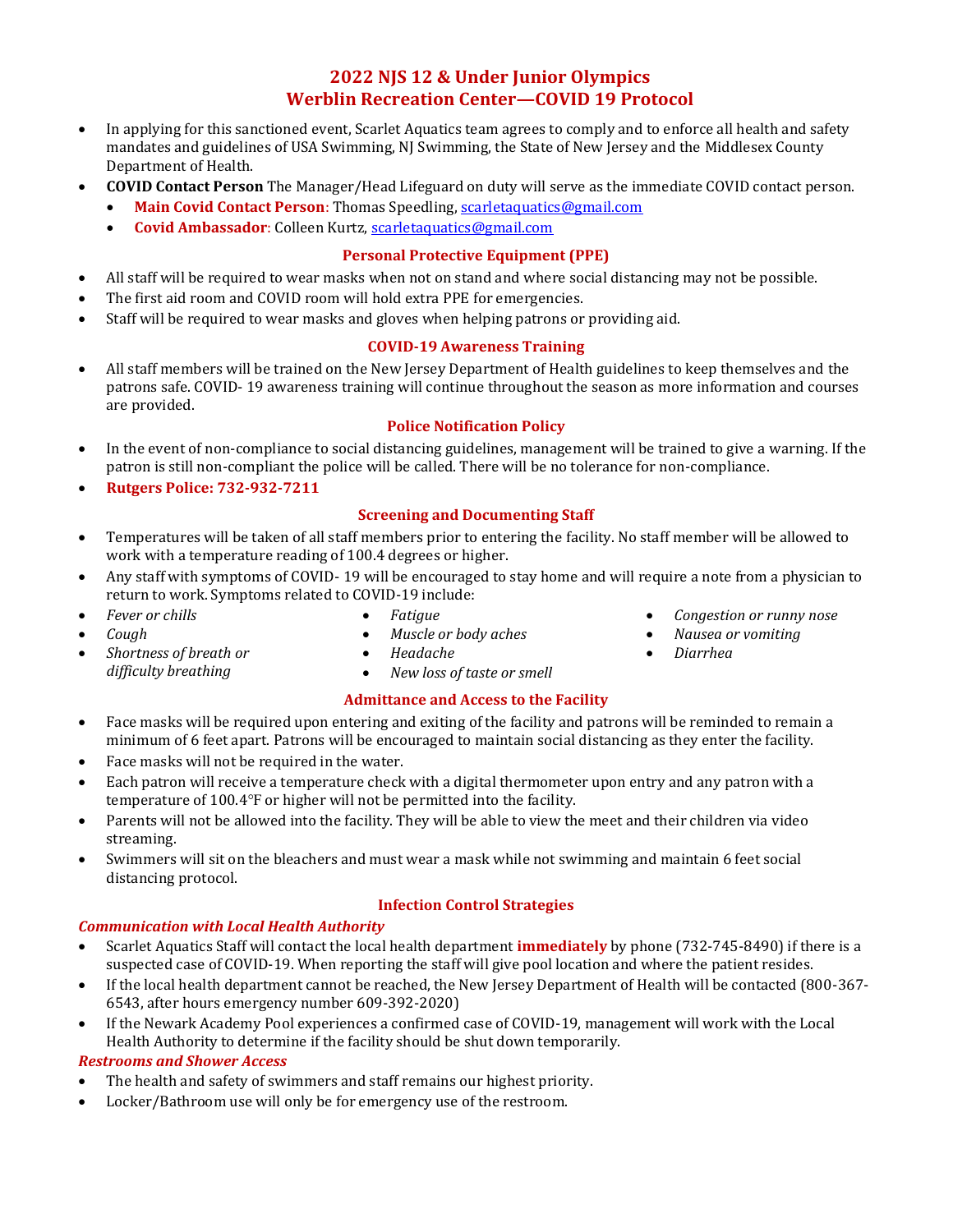# 2022 NJS 12 & Under Junior Olympics
# Werblin Recreation Center—COVID 19 Protocol

- In applying for this sanctioned event, Scarlet Aquatics team agrees to comply and to enforce all health and safety mandates and guidelines of USA Swimming, NJ Swimming, the State of New Jersey and the Middlesex County Department of Health.
- **COVID Contact Person** The Manager/Head Lifeguard on duty will serve as the immediate COVID contact person.
  - **Main Covid Contact Person**: Thomas Speedling, scarletaquatics@gmail.com
  - **Covid Ambassador**: Colleen Kurtz, scarletaquatics@gmail.com

## Personal Protective Equipment (PPE)

- All staff will be required to wear masks when not on stand and where social distancing may not be possible.
- The first aid room and COVID room will hold extra PPE for emergencies.
- Staff will be required to wear masks and gloves when helping patrons or providing aid.

## COVID-19 Awareness Training

- All staff members will be trained on the New Jersey Department of Health guidelines to keep themselves and the patrons safe. COVID- 19 awareness training will continue throughout the season as more information and courses are provided.

## Police Notification Policy

- In the event of non-compliance to social distancing guidelines, management will be trained to give a warning. If the patron is still non-compliant the police will be called. There will be no tolerance for non-compliance.
- **Rutgers Police: 732-932-7211**

## Screening and Documenting Staff

- Temperatures will be taken of all staff members prior to entering the facility. No staff member will be allowed to work with a temperature reading of 100.4 degrees or higher.
- Any staff with symptoms of COVID- 19 will be encouraged to stay home and will require a note from a physician to return to work. Symptoms related to COVID-19 include:
- *Fever or chills*
- *Cough*
- *Shortness of breath or difficulty breathing*
- *Fatigue*
- *Muscle or body aches*
- *Headache*
- *New loss of taste or smell*
- *Congestion or runny nose*
- *Nausea or vomiting*
- *Diarrhea*

## Admittance and Access to the Facility

- Face masks will be required upon entering and exiting of the facility and patrons will be reminded to remain a minimum of 6 feet apart. Patrons will be encouraged to maintain social distancing as they enter the facility.
- Face masks will not be required in the water.
- Each patron will receive a temperature check with a digital thermometer upon entry and any patron with a temperature of 100.4°F or higher will not be permitted into the facility.
- Parents will not be allowed into the facility. They will be able to view the meet and their children via video streaming.
- Swimmers will sit on the bleachers and must wear a mask while not swimming and maintain 6 feet social distancing protocol.

## Infection Control Strategies

### *Communication with Local Health Authority*

- Scarlet Aquatics Staff will contact the local health department **immediately** by phone (732-745-8490) if there is a suspected case of COVID-19. When reporting the staff will give pool location and where the patient resides.
- If the local health department cannot be reached, the New Jersey Department of Health will be contacted (800-367-6543, after hours emergency number 609-392-2020)
- If the Newark Academy Pool experiences a confirmed case of COVID-19, management will work with the Local Health Authority to determine if the facility should be shut down temporarily.

### *Restrooms and Shower Access*

- The health and safety of swimmers and staff remains our highest priority.
- Locker/Bathroom use will only be for emergency use of the restroom.